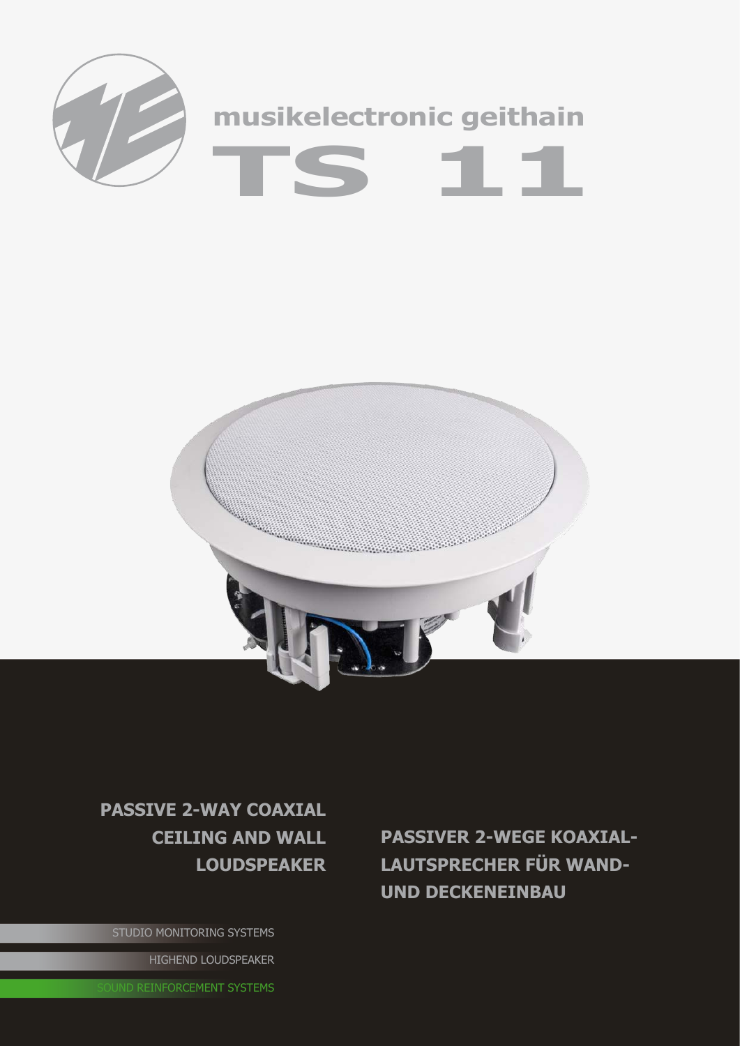musikelectronic geithain

# TS 11

**PASSIVE 2-WAY COAXIAL CEILING AND WALL LOUDSPEAKER**

**PASSIVER 2-WEGE KOAXIAL-LAUTSPRECHER FÜR WAND- UND DECKENEINBAU**

STUDIO MONITORING SYSTEMS

HIGHEND LOUDSPEAKER

SOUND REINFORCEMENT SYSTEMS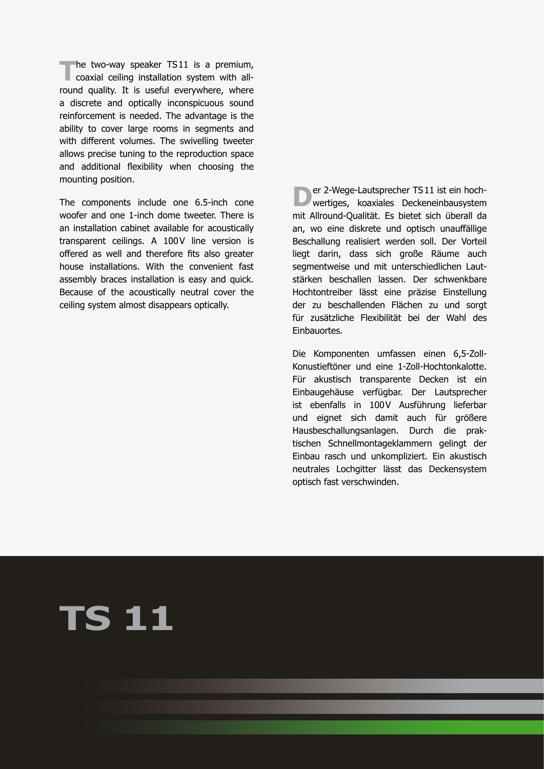The two-way speaker TS 11 is a premium, coaxial ceiling installation system with all-round quality. It is useful everywhere, where a discrete and optically inconspicuous sound reinforcement is needed. The advantage is the ability to cover large rooms in segments and with different volumes. The swivelling tweeter allows precise tuning to the reproduction space and additional flexibility when choosing the mounting position.

The components include one 6.5-inch cone woofer and one 1-inch dome tweeter. There is an installation cabinet available for acoustically transparent ceilings. A 100 V line version is offered as well and therefore fits also greater house installations. With the convenient fast assembly braces installation is easy and quick. Because of the acoustically neutral cover the ceiling system almost disappears optically.

Der 2-Wege-Lautsprecher TS 11 ist ein hochwertiges, koaxiales Deckeneinbausystem mit Allround-Qualität. Es bietet sich überall da an, wo eine diskrete und optisch unauffällige Beschallung realisiert werden soll. Der Vorteil liegt darin, dass sich große Räume auch segmentweise und mit unterschiedlichen Lautstärken beschallen lassen. Der schwenkbare Hochtontreiber lässt eine präzise Einstellung der zu beschallenden Flächen zu und sorgt für zusätzliche Flexibilität bei der Wahl des Einbauortes.

Die Komponenten umfassen einen 6,5-Zoll-Konustieftöner und eine 1-Zoll-Hochtonkalotte. Für akustisch transparente Decken ist ein Einbaugehäuse verfügbar. Der Lautsprecher ist ebenfalls in 100 V Ausführung lieferbar und eignet sich damit auch für größere Hausbeschallungsanlagen. Durch die praktischen Schnellmontageklammern gelingt der Einbau rasch und unkompliziert. Ein akustisch neutrales Lochgitter lässt das Deckensystem optisch fast verschwinden.

# TS 11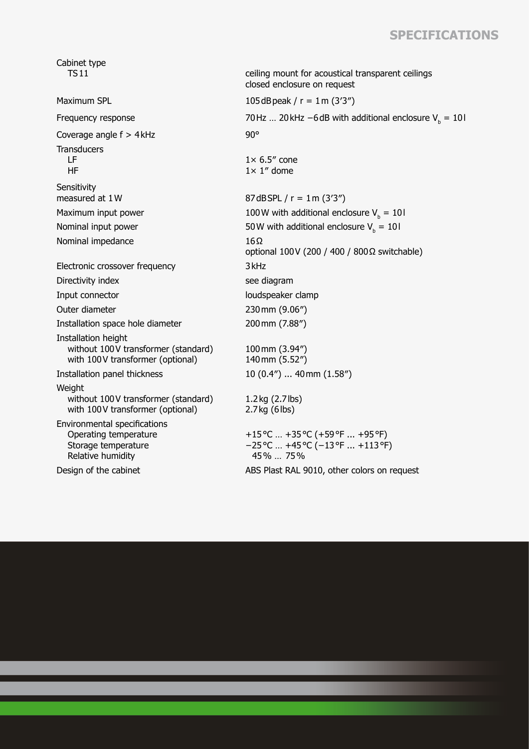# SPECIFICATIONS

| | |
|---|---|
| Cabinet type | |
| TS 11 | ceiling mount for acoustical transparent ceilings<br>closed enclosure on request |
| Maximum SPL | 105 dB peak / r = 1 m (3’3”) |
| Frequency response | 70 Hz … 20 kHz −6 dB with additional enclosure $V_b$ = 10 l |
| Coverage angle f > 4 kHz | 90° |
| Transducers | |
| LF | 1× 6.5” cone |
| HF | 1× 1” dome |
| Sensitivity<br>measured at 1 W | 87 dB SPL / r = 1 m (3’3”) |
| Maximum input power | 100 W with additional enclosure $V_b$ = 10 l |
| Nominal input power | 50 W with additional enclosure $V_b$ = 10 l |
| Nominal impedance | 16 Ω<br>optional 100 V (200 / 400 / 800 Ω switchable) |
| Electronic crossover frequency | 3 kHz |
| Directivity index | see diagram |
| Input connector | loudspeaker clamp |
| Outer diameter | 230 mm (9.06”) |
| Installation space hole diameter | 200 mm (7.88”) |
| Installation height | |
| without 100 V transformer (standard) | 100 mm (3.94”) |
| with 100 V transformer (optional) | 140 mm (5.52”) |
| Installation panel thickness | 10 (0.4”) ... 40 mm (1.58”) |
| Weight | |
| without 100 V transformer (standard) | 1.2 kg (2.7 lbs) |
| with 100 V transformer (optional) | 2.7 kg (6 lbs) |
| Environmental specifications | |
| Operating temperature | +15 °C … +35 °C (+59 °F ... +95 °F) |
| Storage temperature | −25 °C … +45 °C (−13 °F ... +113 °F) |
| Relative humidity | 45 % … 75 % |
| Design of the cabinet | ABS Plast RAL 9010, other colors on request |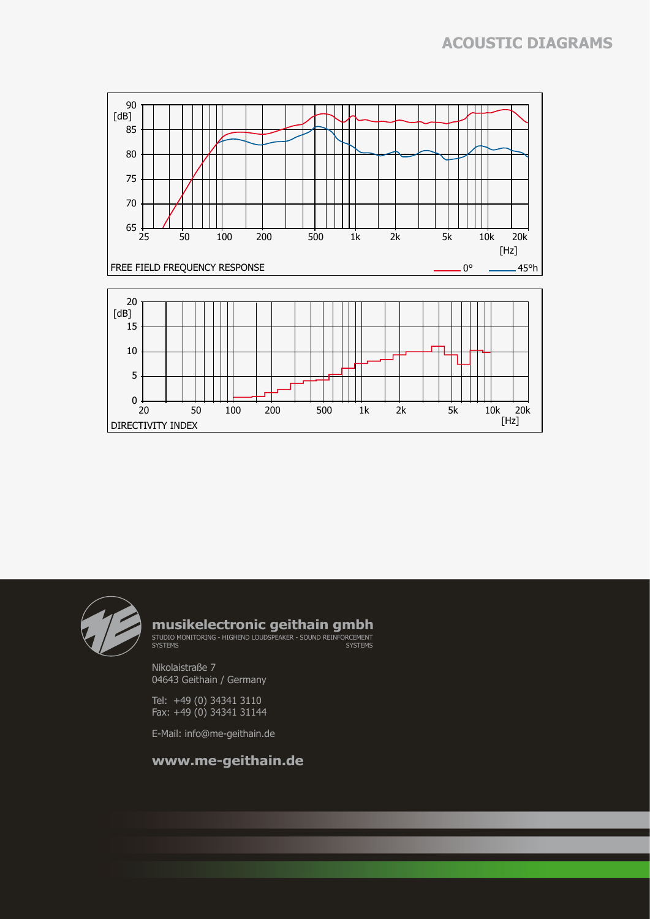# ACOUSTIC DIAGRAMS

90
[dB]
85
80
75
70
65
25 50 100 200 500 1k 2k 5k 10k 20k
[Hz]

FREE FIELD FREQUENCY RESPONSE

0°
45°h

20
[dB]
15
10
5
0
20 50 100 200 500 1k 2k 5k 10k 20k
[Hz]

DIRECTIVITY INDEX

**musikelectronic geithain gmbh**
STUDIO MONITORING - HIGHEND LOUDSPEAKER - SOUND REINFORCEMENT SYSTEMS

Nikolaistraße 7
04643 Geithain / Germany

Tel: +49 (0) 34341 3110
Fax: +49 (0) 34341 31144

E-Mail: info@me-geithain.de

**www.me-geithain.de**